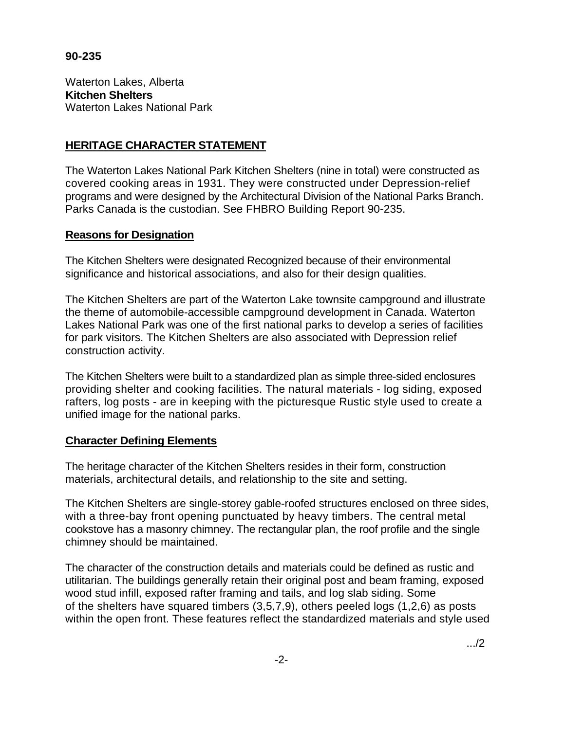**90-235**

Waterton Lakes, Alberta
**Kitchen Shelters**
Waterton Lakes National Park

## HERITAGE CHARACTER STATEMENT

The Waterton Lakes National Park Kitchen Shelters (nine in total) were constructed as covered cooking areas in 1931. They were constructed under Depression-relief programs and were designed by the Architectural Division of the National Parks Branch. Parks Canada is the custodian. See FHBRO Building Report 90-235.

### Reasons for Designation

The Kitchen Shelters were designated Recognized because of their environmental significance and historical associations, and also for their design qualities.

The Kitchen Shelters are part of the Waterton Lake townsite campground and illustrate the theme of automobile-accessible campground development in Canada. Waterton Lakes National Park was one of the first national parks to develop a series of facilities for park visitors. The Kitchen Shelters are also associated with Depression relief construction activity.

The Kitchen Shelters were built to a standardized plan as simple three-sided enclosures providing shelter and cooking facilities. The natural materials - log siding, exposed rafters, log posts - are in keeping with the picturesque Rustic style used to create a unified image for the national parks.

### Character Defining Elements

The heritage character of the Kitchen Shelters resides in their form, construction materials, architectural details, and relationship to the site and setting.

The Kitchen Shelters are single-storey gable-roofed structures enclosed on three sides, with a three-bay front opening punctuated by heavy timbers. The central metal cookstove has a masonry chimney. The rectangular plan, the roof profile and the single chimney should be maintained.

The character of the construction details and materials could be defined as rustic and utilitarian. The buildings generally retain their original post and beam framing, exposed wood stud infill, exposed rafter framing and tails, and log slab siding. Some of the shelters have squared timbers (3,5,7,9), others peeled logs (1,2,6) as posts within the open front. These features reflect the standardized materials and style used

.../2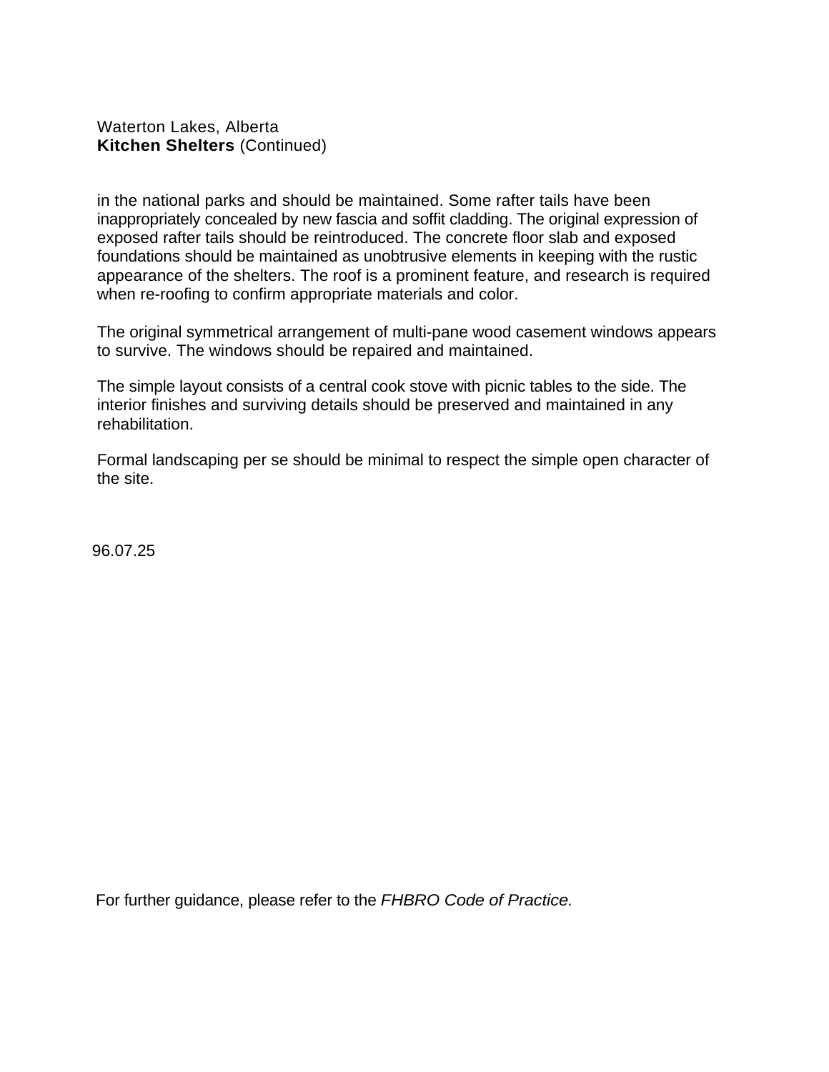Waterton Lakes, Alberta
**Kitchen Shelters** (Continued)

in the national parks and should be maintained. Some rafter tails have been inappropriately concealed by new fascia and soffit cladding. The original expression of exposed rafter tails should be reintroduced. The concrete floor slab and exposed foundations should be maintained as unobtrusive elements in keeping with the rustic appearance of the shelters. The roof is a prominent feature, and research is required when re-roofing to confirm appropriate materials and color.

The original symmetrical arrangement of multi-pane wood casement windows appears to survive. The windows should be repaired and maintained.

The simple layout consists of a central cook stove with picnic tables to the side. The interior finishes and surviving details should be preserved and maintained in any rehabilitation.

Formal landscaping per se should be minimal to respect the simple open character of the site.

96.07.25

For further guidance, please refer to the *FHBRO Code of Practice.*